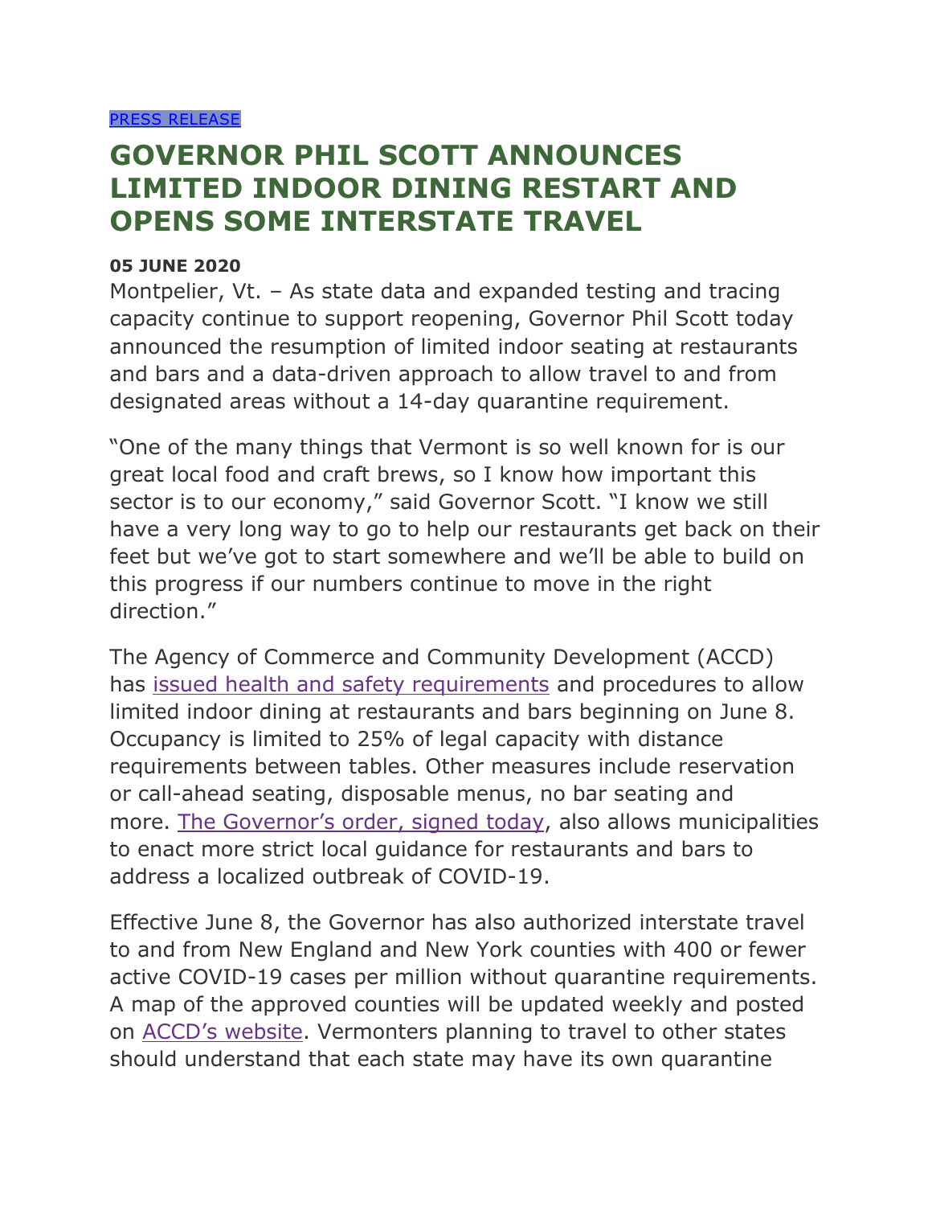PRESS RELEASE

# GOVERNOR PHIL SCOTT ANNOUNCES LIMITED INDOOR DINING RESTART AND OPENS SOME INTERSTATE TRAVEL

**05 JUNE 2020**

Montpelier, Vt. – As state data and expanded testing and tracing capacity continue to support reopening, Governor Phil Scott today announced the resumption of limited indoor seating at restaurants and bars and a data-driven approach to allow travel to and from designated areas without a 14-day quarantine requirement.

"One of the many things that Vermont is so well known for is our great local food and craft brews, so I know how important this sector is to our economy," said Governor Scott. "I know we still have a very long way to go to help our restaurants get back on their feet but we've got to start somewhere and we'll be able to build on this progress if our numbers continue to move in the right direction."

The Agency of Commerce and Community Development (ACCD) has issued health and safety requirements and procedures to allow limited indoor dining at restaurants and bars beginning on June 8. Occupancy is limited to 25% of legal capacity with distance requirements between tables. Other measures include reservation or call-ahead seating, disposable menus, no bar seating and more. The Governor's order, signed today, also allows municipalities to enact more strict local guidance for restaurants and bars to address a localized outbreak of COVID-19.

Effective June 8, the Governor has also authorized interstate travel to and from New England and New York counties with 400 or fewer active COVID-19 cases per million without quarantine requirements. A map of the approved counties will be updated weekly and posted on ACCD's website. Vermonters planning to travel to other states should understand that each state may have its own quarantine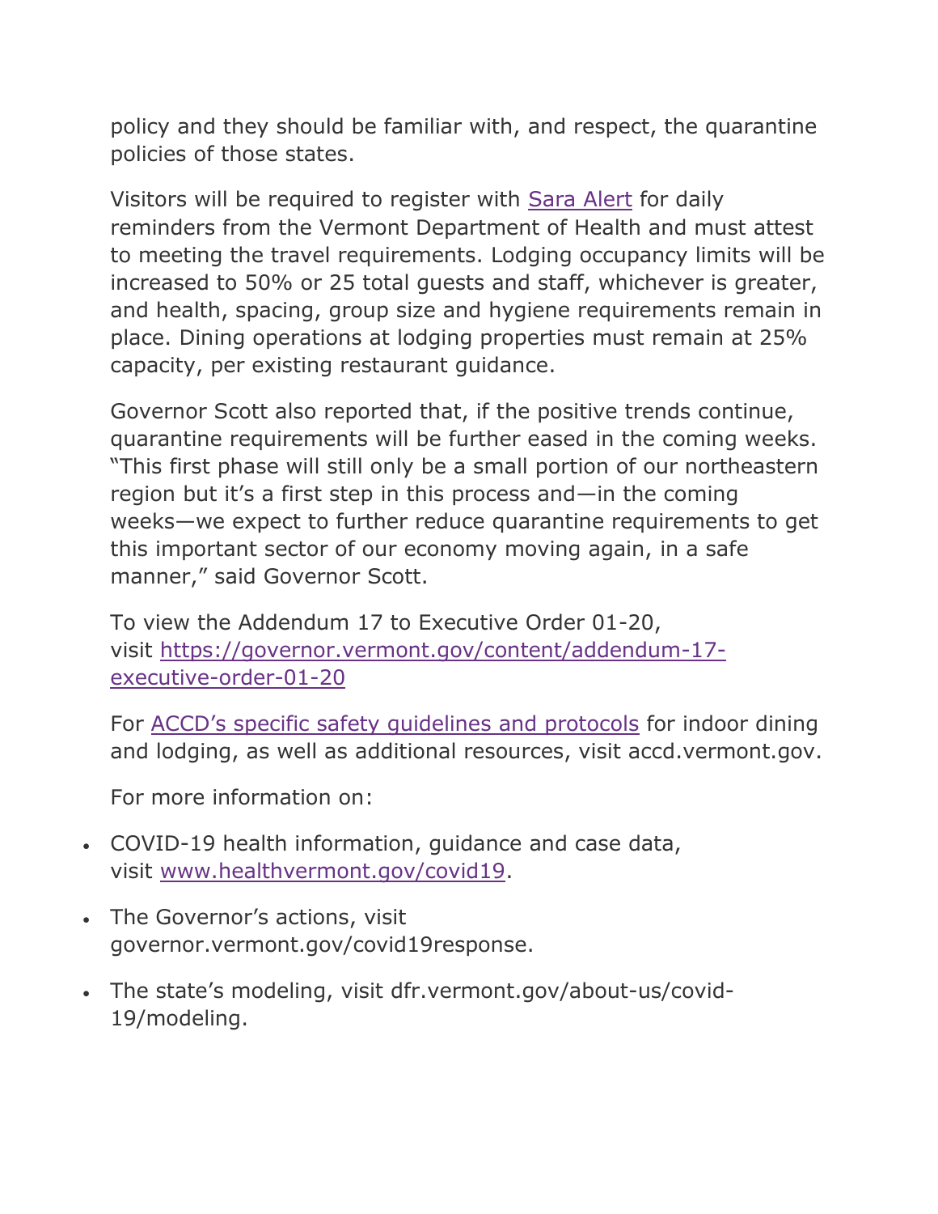policy and they should be familiar with, and respect, the quarantine policies of those states.

Visitors will be required to register with [Sara Alert](#) for daily reminders from the Vermont Department of Health and must attest to meeting the travel requirements. Lodging occupancy limits will be increased to 50% or 25 total guests and staff, whichever is greater, and health, spacing, group size and hygiene requirements remain in place. Dining operations at lodging properties must remain at 25% capacity, per existing restaurant guidance.

Governor Scott also reported that, if the positive trends continue, quarantine requirements will be further eased in the coming weeks. "This first phase will still only be a small portion of our northeastern region but it's a first step in this process and—in the coming weeks—we expect to further reduce quarantine requirements to get this important sector of our economy moving again, in a safe manner," said Governor Scott.

To view the Addendum 17 to Executive Order 01-20, visit https://governor.vermont.gov/content/addendum-17-executive-order-01-20

For ACCD's specific safety guidelines and protocols for indoor dining and lodging, as well as additional resources, visit accd.vermont.gov.

For more information on:

- COVID-19 health information, guidance and case data, visit www.healthvermont.gov/covid19.
- The Governor's actions, visit governor.vermont.gov/covid19response.
- The state's modeling, visit dfr.vermont.gov/about-us/covid-19/modeling.